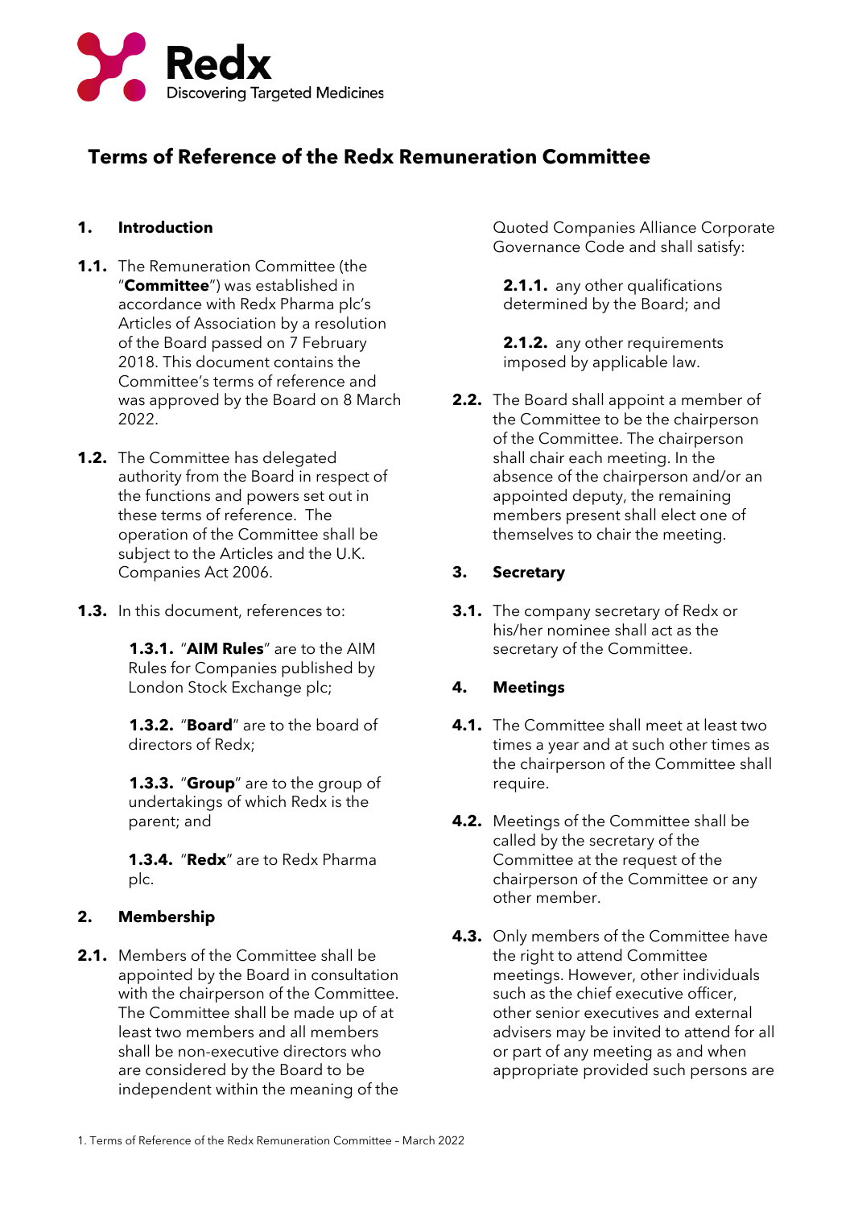Redx

Discovering Targeted Medicines

# Terms of Reference of the Redx Remuneration Committee

## 1. Introduction

**1.1.** The Remuneration Committee (the "**Committee**") was established in accordance with Redx Pharma plc's Articles of Association by a resolution of the Board passed on 7 February 2018. This document contains the Committee's terms of reference and was approved by the Board on 8 March 2022.

**1.2.** The Committee has delegated authority from the Board in respect of the functions and powers set out in these terms of reference. The operation of the Committee shall be subject to the Articles and the U.K. Companies Act 2006.

**1.3.** In this document, references to:

**1.3.1.** "**AIM Rules**" are to the AIM Rules for Companies published by London Stock Exchange plc;

**1.3.2.** "**Board**" are to the board of directors of Redx;

**1.3.3.** "**Group**" are to the group of undertakings of which Redx is the parent; and

**1.3.4.** "**Redx**" are to Redx Pharma plc.

## 2. Membership

**2.1.** Members of the Committee shall be appointed by the Board in consultation with the chairperson of the Committee. The Committee shall be made up of at least two members and all members shall be non-executive directors who are considered by the Board to be independent within the meaning of the Quoted Companies Alliance Corporate Governance Code and shall satisfy:

**2.1.1.** any other qualifications determined by the Board; and

**2.1.2.** any other requirements imposed by applicable law.

**2.2.** The Board shall appoint a member of the Committee to be the chairperson of the Committee. The chairperson shall chair each meeting. In the absence of the chairperson and/or an appointed deputy, the remaining members present shall elect one of themselves to chair the meeting.

## 3. Secretary

**3.1.** The company secretary of Redx or his/her nominee shall act as the secretary of the Committee.

## 4. Meetings

**4.1.** The Committee shall meet at least two times a year and at such other times as the chairperson of the Committee shall require.

**4.2.** Meetings of the Committee shall be called by the secretary of the Committee at the request of the chairperson of the Committee or any other member.

**4.3.** Only members of the Committee have the right to attend Committee meetings. However, other individuals such as the chief executive officer, other senior executives and external advisers may be invited to attend for all or part of any meeting as and when appropriate provided such persons are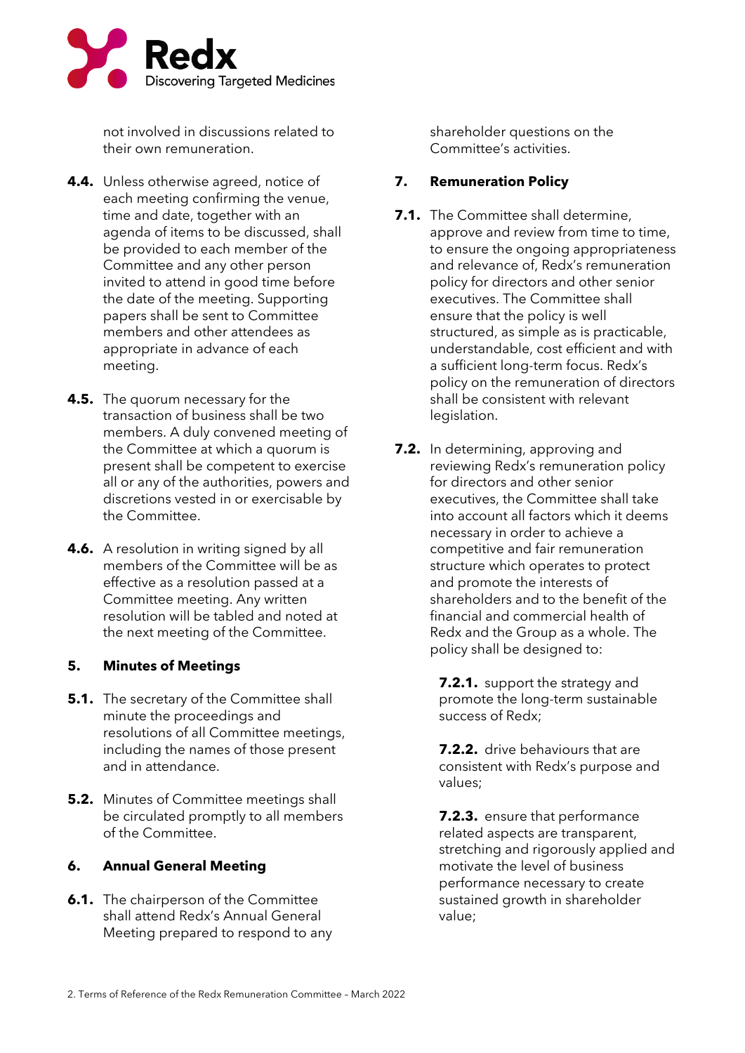not involved in discussions related to their own remuneration.

**4.4.** Unless otherwise agreed, notice of each meeting confirming the venue, time and date, together with an agenda of items to be discussed, shall be provided to each member of the Committee and any other person invited to attend in good time before the date of the meeting. Supporting papers shall be sent to Committee members and other attendees as appropriate in advance of each meeting.

**4.5.** The quorum necessary for the transaction of business shall be two members. A duly convened meeting of the Committee at which a quorum is present shall be competent to exercise all or any of the authorities, powers and discretions vested in or exercisable by the Committee.

**4.6.** A resolution in writing signed by all members of the Committee will be as effective as a resolution passed at a Committee meeting. Any written resolution will be tabled and noted at the next meeting of the Committee.

## 5. Minutes of Meetings

**5.1.** The secretary of the Committee shall minute the proceedings and resolutions of all Committee meetings, including the names of those present and in attendance.

**5.2.** Minutes of Committee meetings shall be circulated promptly to all members of the Committee.

## 6. Annual General Meeting

**6.1.** The chairperson of the Committee shall attend Redx's Annual General Meeting prepared to respond to any shareholder questions on the Committee's activities.

## 7. Remuneration Policy

**7.1.** The Committee shall determine, approve and review from time to time, to ensure the ongoing appropriateness and relevance of, Redx's remuneration policy for directors and other senior executives. The Committee shall ensure that the policy is well structured, as simple as is practicable, understandable, cost efficient and with a sufficient long-term focus. Redx's policy on the remuneration of directors shall be consistent with relevant legislation.

**7.2.** In determining, approving and reviewing Redx's remuneration policy for directors and other senior executives, the Committee shall take into account all factors which it deems necessary in order to achieve a competitive and fair remuneration structure which operates to protect and promote the interests of shareholders and to the benefit of the financial and commercial health of Redx and the Group as a whole. The policy shall be designed to:

**7.2.1.** support the strategy and promote the long-term sustainable success of Redx;

**7.2.2.** drive behaviours that are consistent with Redx's purpose and values;

**7.2.3.** ensure that performance related aspects are transparent, stretching and rigorously applied and motivate the level of business performance necessary to create sustained growth in shareholder value;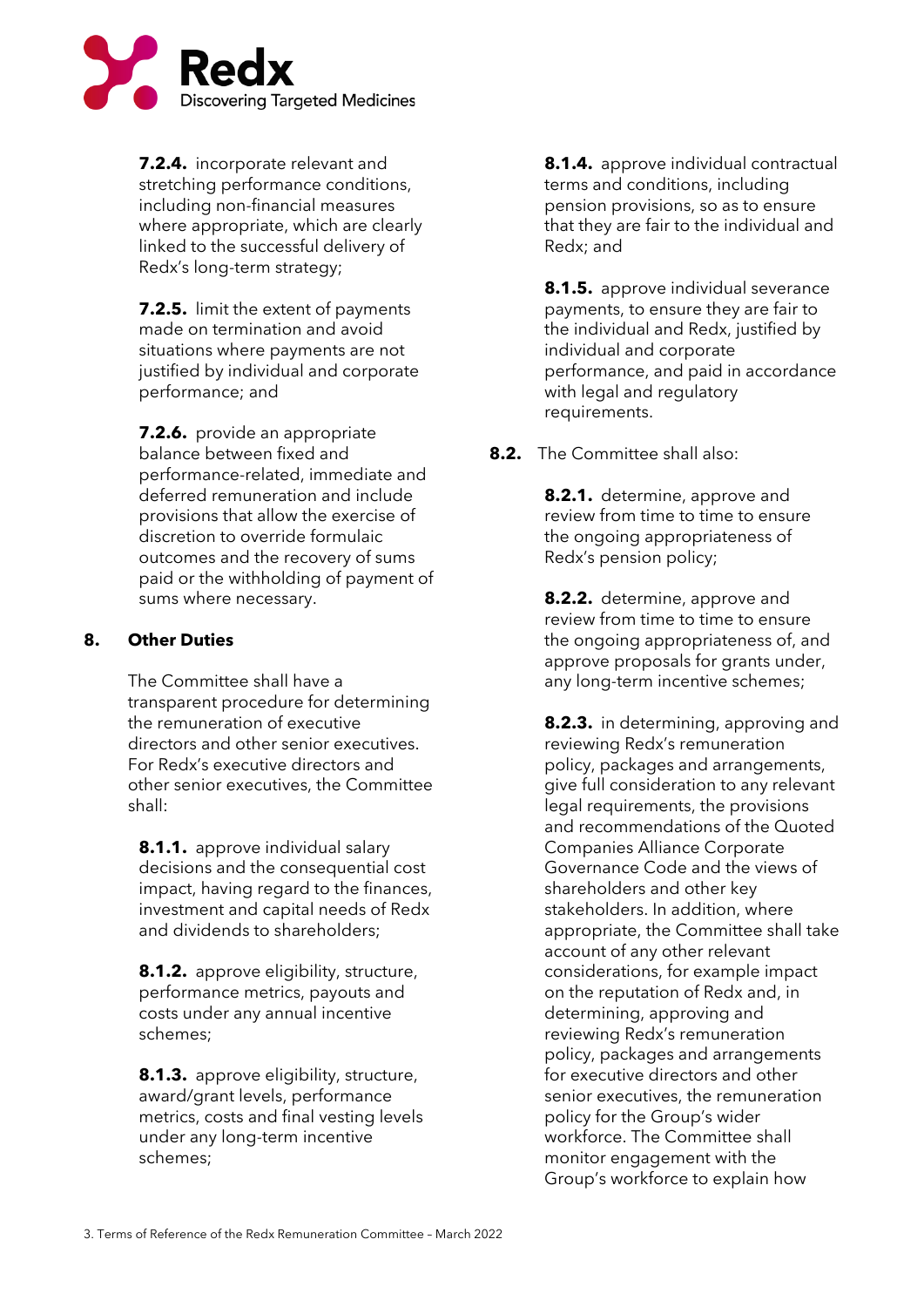**7.2.4.** incorporate relevant and stretching performance conditions, including non-financial measures where appropriate, which are clearly linked to the successful delivery of Redx's long-term strategy;

**7.2.5.** limit the extent of payments made on termination and avoid situations where payments are not justified by individual and corporate performance; and

**7.2.6.** provide an appropriate balance between fixed and performance-related, immediate and deferred remuneration and include provisions that allow the exercise of discretion to override formulaic outcomes and the recovery of sums paid or the withholding of payment of sums where necessary.

## 8. Other Duties

The Committee shall have a transparent procedure for determining the remuneration of executive directors and other senior executives. For Redx's executive directors and other senior executives, the Committee shall:

**8.1.1.** approve individual salary decisions and the consequential cost impact, having regard to the finances, investment and capital needs of Redx and dividends to shareholders;

**8.1.2.** approve eligibility, structure, performance metrics, payouts and costs under any annual incentive schemes;

**8.1.3.** approve eligibility, structure, award/grant levels, performance metrics, costs and final vesting levels under any long-term incentive schemes;

**8.1.4.** approve individual contractual terms and conditions, including pension provisions, so as to ensure that they are fair to the individual and Redx; and

**8.1.5.** approve individual severance payments, to ensure they are fair to the individual and Redx, justified by individual and corporate performance, and paid in accordance with legal and regulatory requirements.

**8.2.** The Committee shall also:

**8.2.1.** determine, approve and review from time to time to ensure the ongoing appropriateness of Redx's pension policy;

**8.2.2.** determine, approve and review from time to time to ensure the ongoing appropriateness of, and approve proposals for grants under, any long-term incentive schemes;

**8.2.3.** in determining, approving and reviewing Redx's remuneration policy, packages and arrangements, give full consideration to any relevant legal requirements, the provisions and recommendations of the Quoted Companies Alliance Corporate Governance Code and the views of shareholders and other key stakeholders. In addition, where appropriate, the Committee shall take account of any other relevant considerations, for example impact on the reputation of Redx and, in determining, approving and reviewing Redx's remuneration policy, packages and arrangements for executive directors and other senior executives, the remuneration policy for the Group's wider workforce. The Committee shall monitor engagement with the Group's workforce to explain how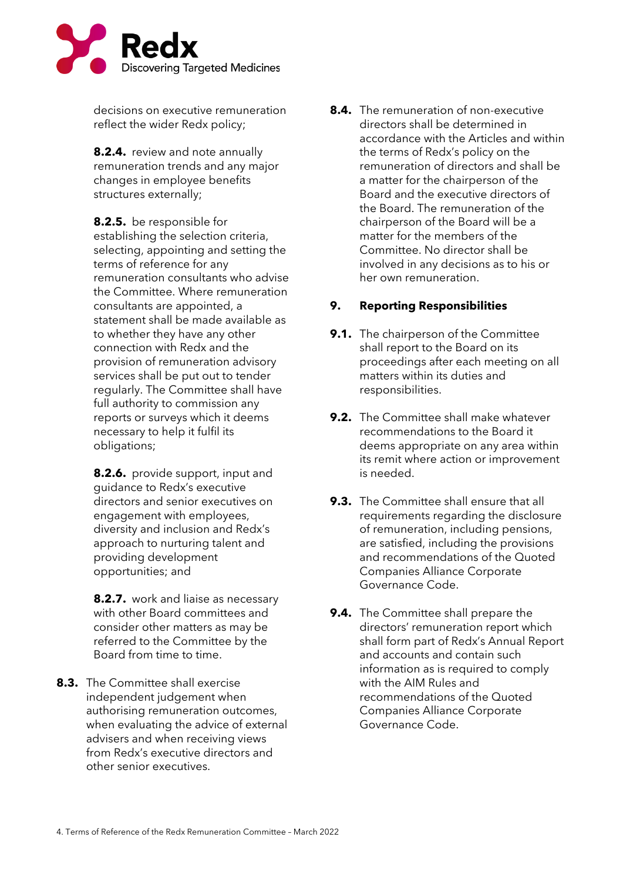decisions on executive remuneration reflect the wider Redx policy;

**8.2.4.** review and note annually remuneration trends and any major changes in employee benefits structures externally;

**8.2.5.** be responsible for establishing the selection criteria, selecting, appointing and setting the terms of reference for any remuneration consultants who advise the Committee. Where remuneration consultants are appointed, a statement shall be made available as to whether they have any other connection with Redx and the provision of remuneration advisory services shall be put out to tender regularly. The Committee shall have full authority to commission any reports or surveys which it deems necessary to help it fulfil its obligations;

**8.2.6.** provide support, input and guidance to Redx's executive directors and senior executives on engagement with employees, diversity and inclusion and Redx's approach to nurturing talent and providing development opportunities; and

**8.2.7.** work and liaise as necessary with other Board committees and consider other matters as may be referred to the Committee by the Board from time to time.

**8.3.** The Committee shall exercise independent judgement when authorising remuneration outcomes, when evaluating the advice of external advisers and when receiving views from Redx's executive directors and other senior executives.

**8.4.** The remuneration of non-executive directors shall be determined in accordance with the Articles and within the terms of Redx's policy on the remuneration of directors and shall be a matter for the chairperson of the Board and the executive directors of the Board. The remuneration of the chairperson of the Board will be a matter for the members of the Committee. No director shall be involved in any decisions as to his or her own remuneration.

## 9. Reporting Responsibilities

**9.1.** The chairperson of the Committee shall report to the Board on its proceedings after each meeting on all matters within its duties and responsibilities.

**9.2.** The Committee shall make whatever recommendations to the Board it deems appropriate on any area within its remit where action or improvement is needed.

**9.3.** The Committee shall ensure that all requirements regarding the disclosure of remuneration, including pensions, are satisfied, including the provisions and recommendations of the Quoted Companies Alliance Corporate Governance Code.

**9.4.** The Committee shall prepare the directors' remuneration report which shall form part of Redx's Annual Report and accounts and contain such information as is required to comply with the AIM Rules and recommendations of the Quoted Companies Alliance Corporate Governance Code.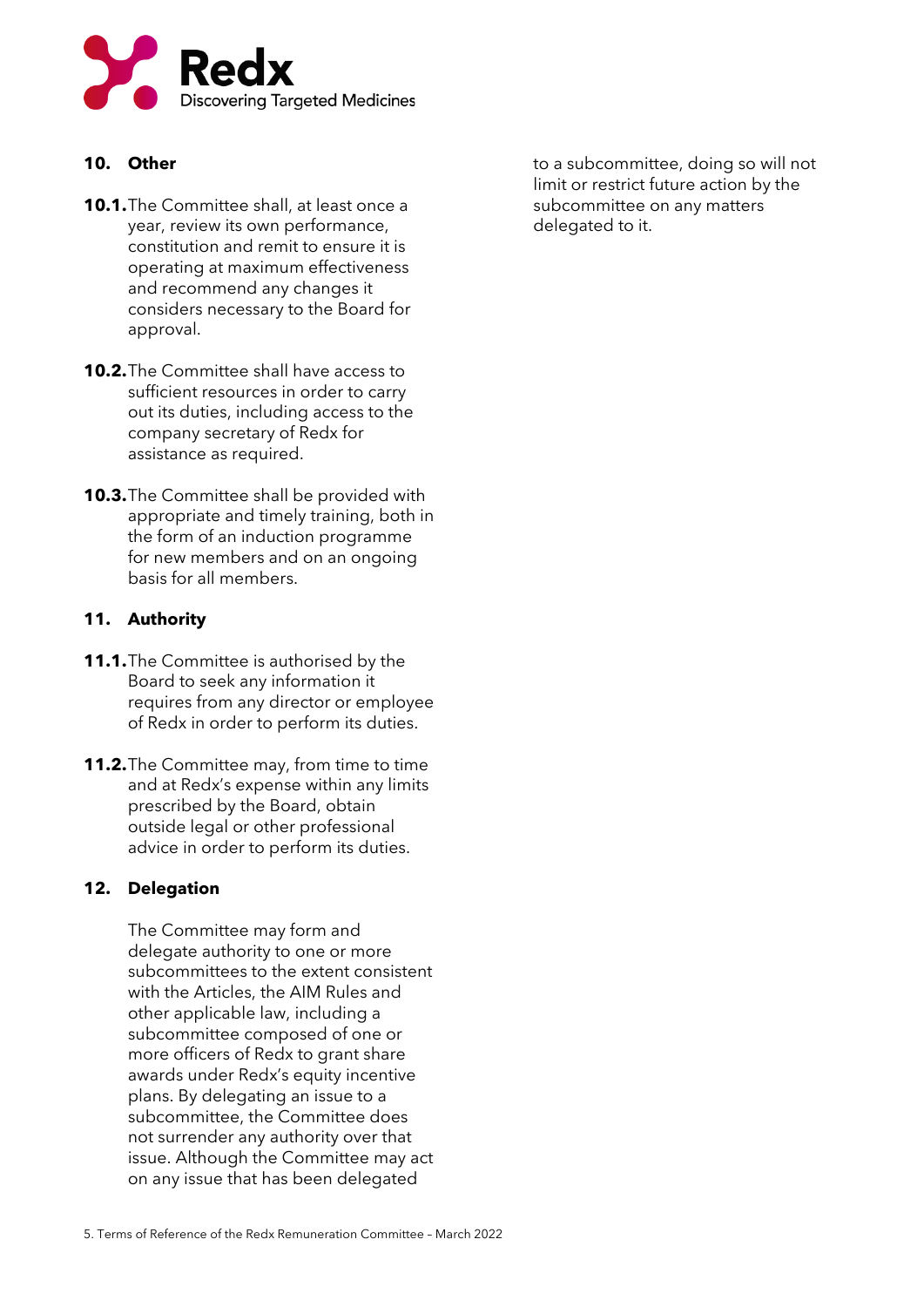## 10. Other

**10.1.** The Committee shall, at least once a year, review its own performance, constitution and remit to ensure it is operating at maximum effectiveness and recommend any changes it considers necessary to the Board for approval.

**10.2.** The Committee shall have access to sufficient resources in order to carry out its duties, including access to the company secretary of Redx for assistance as required.

**10.3.** The Committee shall be provided with appropriate and timely training, both in the form of an induction programme for new members and on an ongoing basis for all members.

## 11. Authority

**11.1.** The Committee is authorised by the Board to seek any information it requires from any director or employee of Redx in order to perform its duties.

**11.2.** The Committee may, from time to time and at Redx's expense within any limits prescribed by the Board, obtain outside legal or other professional advice in order to perform its duties.

## 12. Delegation

The Committee may form and delegate authority to one or more subcommittees to the extent consistent with the Articles, the AIM Rules and other applicable law, including a subcommittee composed of one or more officers of Redx to grant share awards under Redx's equity incentive plans. By delegating an issue to a subcommittee, the Committee does not surrender any authority over that issue. Although the Committee may act on any issue that has been delegated to a subcommittee, doing so will not limit or restrict future action by the subcommittee on any matters delegated to it.